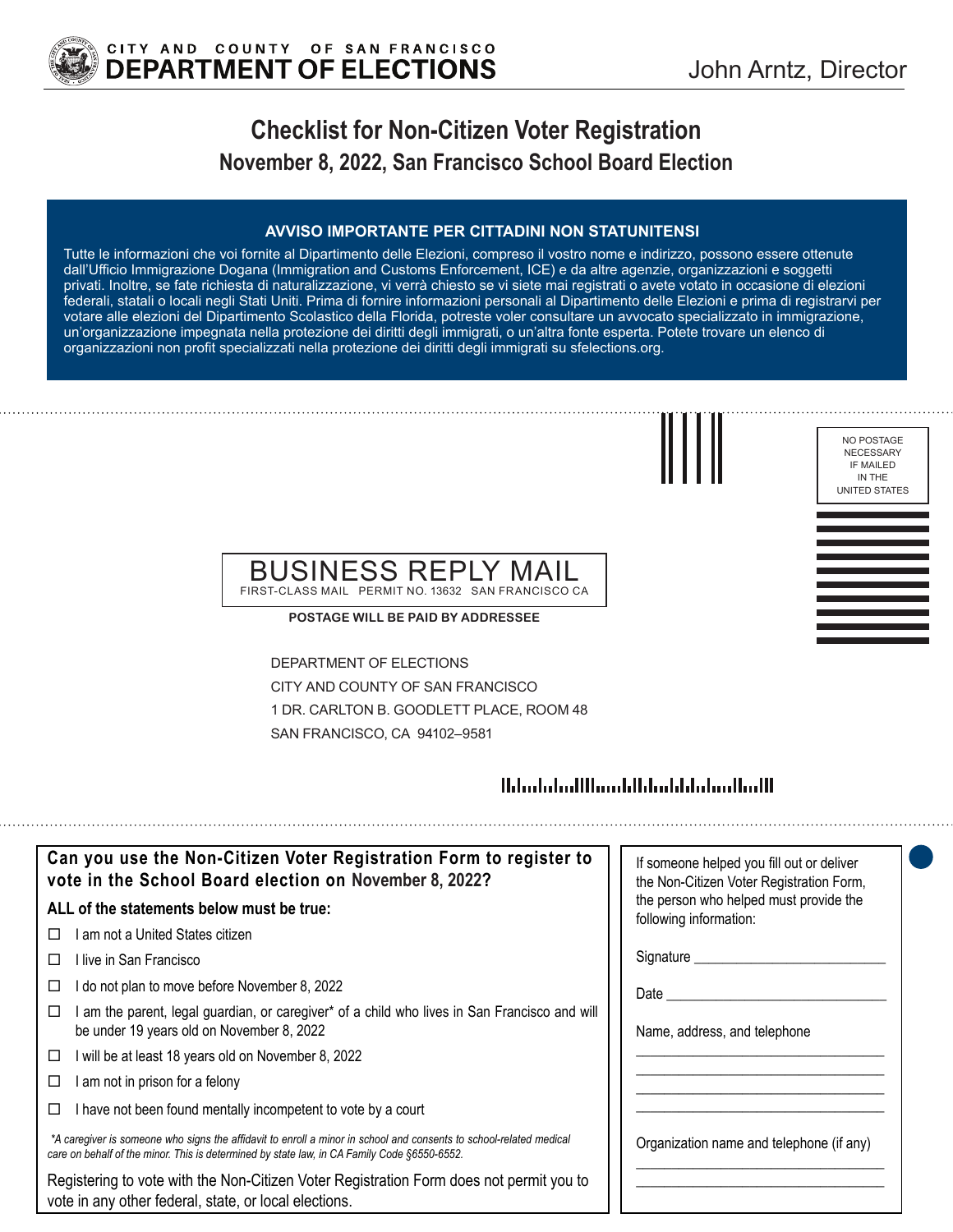CITY AND COUNTY OF SAN FRANCISCO
**DEPARTMENT OF ELECTIONS**

John Arntz, Director

# Checklist for Non-Citizen Voter Registration

## November 8, 2022, San Francisco School Board Election

**AVVISO IMPORTANTE PER CITTADINI NON STATUNITENSI**

Tutte le informazioni che voi fornite al Dipartimento delle Elezioni, compreso il vostro nome e indirizzo, possono essere ottenute dall'Ufficio Immigrazione Dogana (Immigration and Customs Enforcement, ICE) e da altre agenzie, organizzazioni e soggetti privati. Inoltre, se fate richiesta di naturalizzazione, vi verrà chiesto se vi siete mai registrati o avete votato in occasione di elezioni federali, statali o locali negli Stati Uniti. Prima di fornire informazioni personali al Dipartimento delle Elezioni e prima di registrarvi per votare alle elezioni del Dipartimento Scolastico della Florida, potreste voler consultare un avvocato specializzato in immigrazione, un'organizzazione impegnata nella protezione dei diritti degli immigrati, o un'altra fonte esperta. Potete trovare un elenco di organizzazioni non profit specializzati nella protezione dei diritti degli immigrati su sfelections.org.

NO POSTAGE NECESSARY IF MAILED IN THE UNITED STATES

BUSINESS REPLY MAIL
FIRST-CLASS MAIL PERMIT NO. 13632 SAN FRANCISCO CA

**POSTAGE WILL BE PAID BY ADDRESSEE**

DEPARTMENT OF ELECTIONS
CITY AND COUNTY OF SAN FRANCISCO
1 DR. CARLTON B. GOODLETT PLACE, ROOM 48
SAN FRANCISCO, CA 94102–9581

### Can you use the Non-Citizen Voter Registration Form to register to vote in the School Board election on November 8, 2022?

**ALL of the statements below must be true:**

- ☐ I am not a United States citizen
- ☐ I live in San Francisco
- ☐ I do not plan to move before November 8, 2022
- ☐ I am the parent, legal guardian, or caregiver* of a child who lives in San Francisco and will be under 19 years old on November 8, 2022
- ☐ I will be at least 18 years old on November 8, 2022
- ☐ I am not in prison for a felony
- ☐ I have not been found mentally incompetent to vote by a court

*\*A caregiver is someone who signs the affidavit to enroll a minor in school and consents to school-related medical care on behalf of the minor. This is determined by state law, in CA Family Code §6550-6552.*

Registering to vote with the Non-Citizen Voter Registration Form does not permit you to vote in any other federal, state, or local elections.

If someone helped you fill out or deliver the Non-Citizen Voter Registration Form, the person who helped must provide the following information:

Signature ___________________________

Date ___________________________

Name, address, and telephone

___________________________

___________________________

___________________________

___________________________

Organization name and telephone (if any)

___________________________

___________________________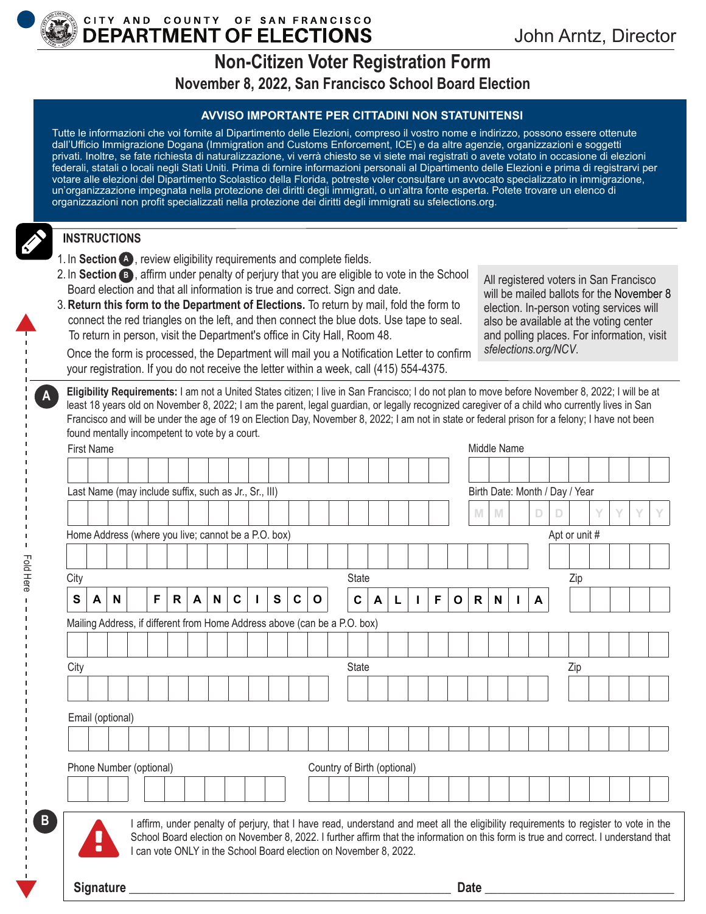CITY AND COUNTY OF SAN FRANCISCO
# DEPARTMENT OF ELECTIONS

John Arntz, Director

## Non-Citizen Voter Registration Form

### November 8, 2022, San Francisco School Board Election

**AVVISO IMPORTANTE PER CITTADINI NON STATUNITENSI**

Tutte le informazioni che voi fornite al Dipartimento delle Elezioni, compreso il vostro nome e indirizzo, possono essere ottenute dall'Ufficio Immigrazione Dogana (Immigration and Customs Enforcement, ICE) e da altre agenzie, organizzazioni e soggetti privati. Inoltre, se fate richiesta di naturalizzazione, vi verrà chiesto se vi siete mai registrati o avete votato in occasione di elezioni federali, statali o locali negli Stati Uniti. Prima di fornire informazioni personali al Dipartimento delle Elezioni e prima di registrarvi per votare alle elezioni del Dipartimento Scolastico della Florida, potreste voler consultare un avvocato specializzato in immigrazione, un'organizzazione impegnata nella protezione dei diritti degli immigrati, o un'altra fonte esperta. Potete trovare un elenco di organizzazioni non profit specializzati nella protezione dei diritti degli immigrati su sfelections.org.

**INSTRUCTIONS**

1. In **Section A**, review eligibility requirements and complete fields.
2. In **Section B**, affirm under penalty of perjury that you are eligible to vote in the School Board election and that all information is true and correct. Sign and date.
3. **Return this form to the Department of Elections.** To return by mail, fold the form to connect the red triangles on the left, and then connect the blue dots. Use tape to seal. To return in person, visit the Department's office in City Hall, Room 48.

Once the form is processed, the Department will mail you a Notification Letter to confirm your registration. If you do not receive the letter within a week, call (415) 554-4375.

All registered voters in San Francisco will be mailed ballots for the November 8 election. In-person voting services will also be available at the voting center and polling places. For information, visit *sfelections.org/NCV*.

Fold Here

**A**

**Eligibility Requirements:** I am not a United States citizen; I live in San Francisco; I do not plan to move before November 8, 2022; I will be at least 18 years old on November 8, 2022; I am the parent, legal guardian, or legally recognized caregiver of a child who currently lives in San Francisco and will be under the age of 19 on Election Day, November 8, 2022; I am not in state or federal prison for a felony; I have not been found mentally incompetent to vote by a court.

First Name ____________________ Middle Name ____________________

Last Name (may include suffix, such as Jr., Sr., III) ____________________ Birth Date: Month / Day / Year M M / D D / Y Y Y Y

Home Address (where you live; cannot be a P.O. box) ____________________ Apt or unit # ________

City: SAN FRANCISCO State: CALIFORNIA Zip ________

Mailing Address, if different from Home Address above (can be a P.O. box) ____________________

City ____________________ State ____________________ Zip ________

Email (optional) ____________________

Phone Number (optional) ____________________ Country of Birth (optional) ____________________

**B**

I affirm, under penalty of perjury, that I have read, understand and meet all the eligibility requirements to register to vote in the School Board election on November 8, 2022. I further affirm that the information on this form is true and correct. I understand that I can vote ONLY in the School Board election on November 8, 2022.

**Signature** ______________________________ **Date** ____________________